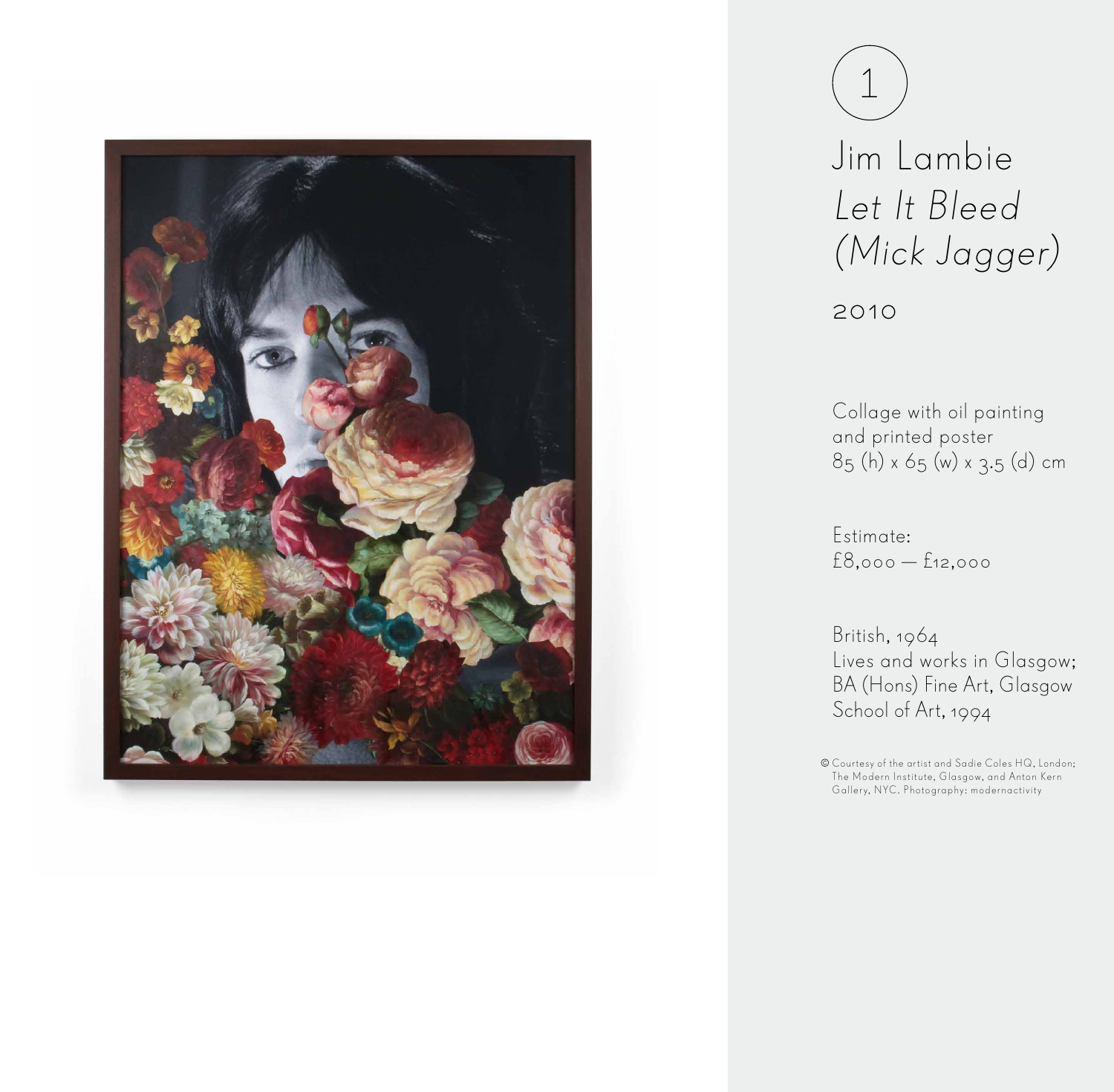1

# Jim Lambie

## *Let It Bleed (Mick Jagger)*

2010

Collage with oil painting and printed poster
85 (h) x 65 (w) x 3.5 (d) cm

Estimate:
£8,000 — £12,000

British, 1964
Lives and works in Glasgow;
BA (Hons) Fine Art, Glasgow School of Art, 1994

© Courtesy of the artist and Sadie Coles HQ, London; The Modern Institute, Glasgow, and Anton Kern Gallery, NYC. Photography: modernactivity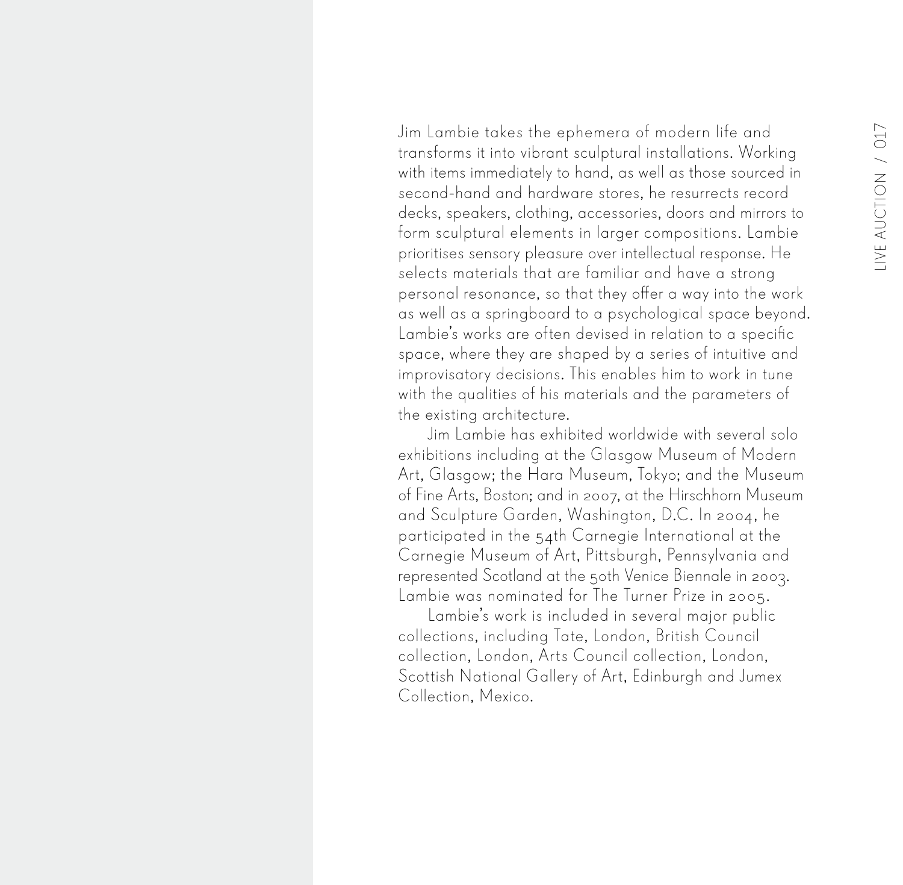Jim Lambie takes the ephemera of modern life and transforms it into vibrant sculptural installations. Working with items immediately to hand, as well as those sourced in second-hand and hardware stores, he resurrects record decks, speakers, clothing, accessories, doors and mirrors to form sculptural elements in larger compositions. Lambie prioritises sensory pleasure over intellectual response. He selects materials that are familiar and have a strong personal resonance, so that they offer a way into the work as well as a springboard to a psychological space beyond. Lambie's works are often devised in relation to a specific space, where they are shaped by a series of intuitive and improvisatory decisions. This enables him to work in tune with the qualities of his materials and the parameters of the existing architecture.

Jim Lambie has exhibited worldwide with several solo exhibitions including at the Glasgow Museum of Modern Art, Glasgow; the Hara Museum, Tokyo; and the Museum of Fine Arts, Boston; and in 2007, at the Hirschhorn Museum and Sculpture Garden, Washington, D.C. In 2004, he participated in the 54th Carnegie International at the Carnegie Museum of Art, Pittsburgh, Pennsylvania and represented Scotland at the 50th Venice Biennale in 2003. Lambie was nominated for The Turner Prize in 2005.

Lambie's work is included in several major public collections, including Tate, London, British Council collection, London, Arts Council collection, London, Scottish National Gallery of Art, Edinburgh and Jumex Collection, Mexico.